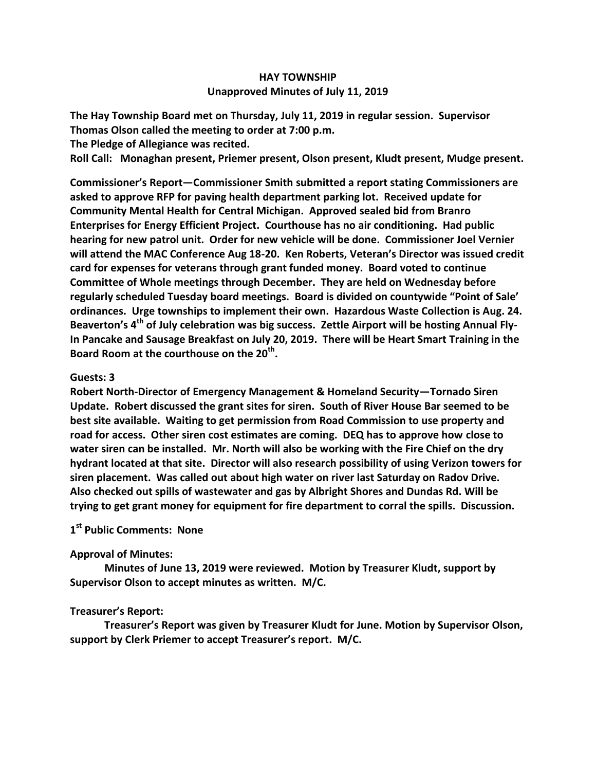# HAY TOWNSHIP

## Unapproved Minutes of July 11, 2019

**The Hay Township Board met on Thursday, July 11, 2019 in regular session. Supervisor Thomas Olson called the meeting to order at 7:00 p.m.**
**The Pledge of Allegiance was recited.**
**Roll Call: Monaghan present, Priemer present, Olson present, Kludt present, Mudge present.**

**Commissioner's Report—Commissioner Smith submitted a report stating Commissioners are asked to approve RFP for paving health department parking lot. Received update for Community Mental Health for Central Michigan. Approved sealed bid from Branro Enterprises for Energy Efficient Project. Courthouse has no air conditioning. Had public hearing for new patrol unit. Order for new vehicle will be done. Commissioner Joel Vernier will attend the MAC Conference Aug 18-20. Ken Roberts, Veteran's Director was issued credit card for expenses for veterans through grant funded money. Board voted to continue Committee of Whole meetings through December. They are held on Wednesday before regularly scheduled Tuesday board meetings. Board is divided on countywide "Point of Sale' ordinances. Urge townships to implement their own. Hazardous Waste Collection is Aug. 24. Beaverton's 4th of July celebration was big success. Zettle Airport will be hosting Annual Fly-In Pancake and Sausage Breakfast on July 20, 2019. There will be Heart Smart Training in the Board Room at the courthouse on the 20th.**

**Guests: 3**
**Robert North-Director of Emergency Management & Homeland Security—Tornado Siren Update. Robert discussed the grant sites for siren. South of River House Bar seemed to be best site available. Waiting to get permission from Road Commission to use property and road for access. Other siren cost estimates are coming. DEQ has to approve how close to water siren can be installed. Mr. North will also be working with the Fire Chief on the dry hydrant located at that site. Director will also research possibility of using Verizon towers for siren placement. Was called out about high water on river last Saturday on Radov Drive. Also checked out spills of wastewater and gas by Albright Shores and Dundas Rd. Will be trying to get grant money for equipment for fire department to corral the spills. Discussion.**

**1st Public Comments: None**

**Approval of Minutes:**

**Minutes of June 13, 2019 were reviewed. Motion by Treasurer Kludt, support by Supervisor Olson to accept minutes as written. M/C.**

**Treasurer's Report:**

**Treasurer's Report was given by Treasurer Kludt for June. Motion by Supervisor Olson, support by Clerk Priemer to accept Treasurer's report. M/C.**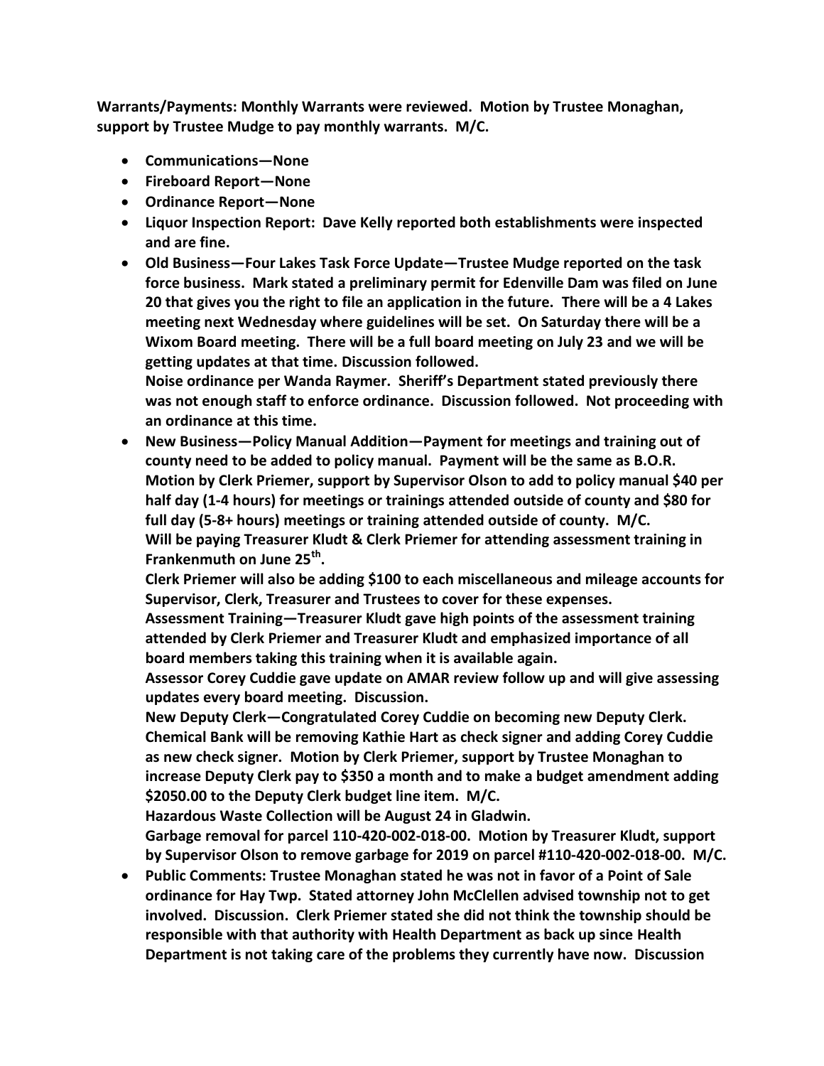**Warrants/Payments: Monthly Warrants were reviewed. Motion by Trustee Monaghan, support by Trustee Mudge to pay monthly warrants. M/C.**

- **Communications—None**
- **Fireboard Report—None**
- **Ordinance Report—None**
- **Liquor Inspection Report: Dave Kelly reported both establishments were inspected and are fine.**
- **Old Business—Four Lakes Task Force Update—Trustee Mudge reported on the task force business. Mark stated a preliminary permit for Edenville Dam was filed on June 20 that gives you the right to file an application in the future. There will be a 4 Lakes meeting next Wednesday where guidelines will be set. On Saturday there will be a Wixom Board meeting. There will be a full board meeting on July 23 and we will be getting updates at that time. Discussion followed.**
  **Noise ordinance per Wanda Raymer. Sheriff's Department stated previously there was not enough staff to enforce ordinance. Discussion followed. Not proceeding with an ordinance at this time.**
- **New Business—Policy Manual Addition—Payment for meetings and training out of county need to be added to policy manual. Payment will be the same as B.O.R. Motion by Clerk Priemer, support by Supervisor Olson to add to policy manual $40 per half day (1-4 hours) for meetings or trainings attended outside of county and $80 for full day (5-8+ hours) meetings or training attended outside of county. M/C.**
  **Will be paying Treasurer Kludt & Clerk Priemer for attending assessment training in Frankenmuth on June 25th.**
  **Clerk Priemer will also be adding $100 to each miscellaneous and mileage accounts for Supervisor, Clerk, Treasurer and Trustees to cover for these expenses.**
  **Assessment Training—Treasurer Kludt gave high points of the assessment training attended by Clerk Priemer and Treasurer Kludt and emphasized importance of all board members taking this training when it is available again.**
  **Assessor Corey Cuddie gave update on AMAR review follow up and will give assessing updates every board meeting. Discussion.**
  **New Deputy Clerk—Congratulated Corey Cuddie on becoming new Deputy Clerk. Chemical Bank will be removing Kathie Hart as check signer and adding Corey Cuddie as new check signer. Motion by Clerk Priemer, support by Trustee Monaghan to increase Deputy Clerk pay to $350 a month and to make a budget amendment adding $2050.00 to the Deputy Clerk budget line item. M/C.**
  **Hazardous Waste Collection will be August 24 in Gladwin.**
  **Garbage removal for parcel 110-420-002-018-00. Motion by Treasurer Kludt, support by Supervisor Olson to remove garbage for 2019 on parcel #110-420-002-018-00. M/C.**
- **Public Comments: Trustee Monaghan stated he was not in favor of a Point of Sale ordinance for Hay Twp. Stated attorney John McClellen advised township not to get involved. Discussion. Clerk Priemer stated she did not think the township should be responsible with that authority with Health Department as back up since Health Department is not taking care of the problems they currently have now. Discussion**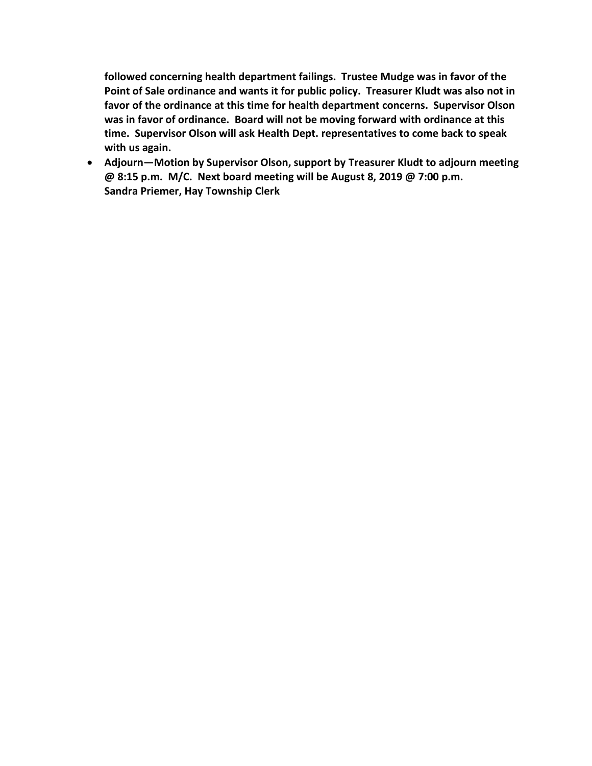**followed concerning health department failings. Trustee Mudge was in favor of the Point of Sale ordinance and wants it for public policy. Treasurer Kludt was also not in favor of the ordinance at this time for health department concerns. Supervisor Olson was in favor of ordinance. Board will not be moving forward with ordinance at this time. Supervisor Olson will ask Health Dept. representatives to come back to speak with us again.**

- **Adjourn—Motion by Supervisor Olson, support by Treasurer Kludt to adjourn meeting @ 8:15 p.m. M/C. Next board meeting will be August 8, 2019 @ 7:00 p.m.**
  **Sandra Priemer, Hay Township Clerk**